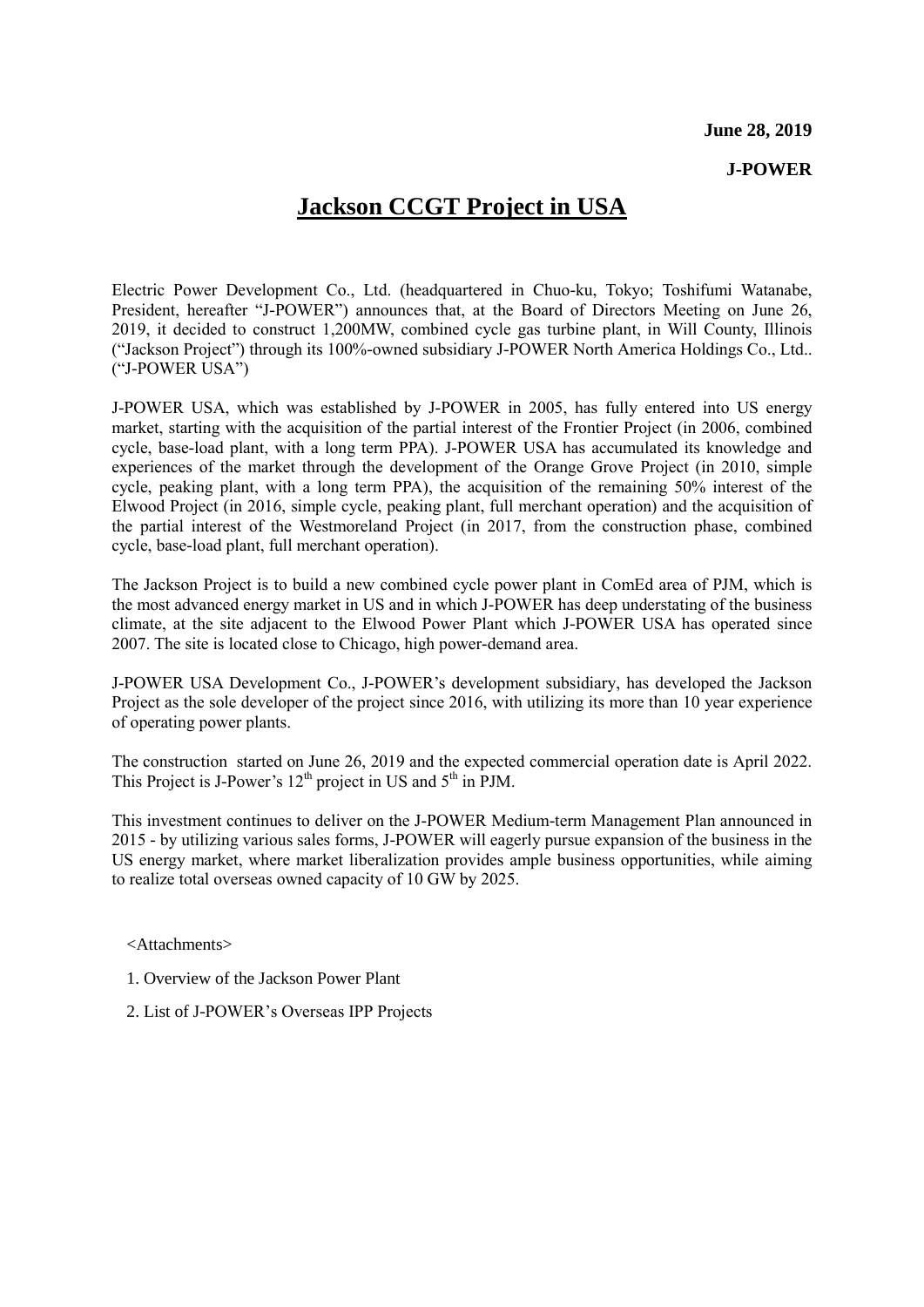**June 28, 2019**

**J-POWER**

# Jackson CCGT Project in USA

Electric Power Development Co., Ltd. (headquartered in Chuo-ku, Tokyo; Toshifumi Watanabe, President, hereafter "J-POWER") announces that, at the Board of Directors Meeting on June 26, 2019, it decided to construct 1,200MW, combined cycle gas turbine plant, in Will County, Illinois ("Jackson Project") through its 100%-owned subsidiary J-POWER North America Holdings Co., Ltd.. ("J-POWER USA")

J-POWER USA, which was established by J-POWER in 2005, has fully entered into US energy market, starting with the acquisition of the partial interest of the Frontier Project (in 2006, combined cycle, base-load plant, with a long term PPA). J-POWER USA has accumulated its knowledge and experiences of the market through the development of the Orange Grove Project (in 2010, simple cycle, peaking plant, with a long term PPA), the acquisition of the remaining 50% interest of the Elwood Project (in 2016, simple cycle, peaking plant, full merchant operation) and the acquisition of the partial interest of the Westmoreland Project (in 2017, from the construction phase, combined cycle, base-load plant, full merchant operation).

The Jackson Project is to build a new combined cycle power plant in ComEd area of PJM, which is the most advanced energy market in US and in which J-POWER has deep understating of the business climate, at the site adjacent to the Elwood Power Plant which J-POWER USA has operated since 2007. The site is located close to Chicago, high power-demand area.

J-POWER USA Development Co., J-POWER's development subsidiary, has developed the Jackson Project as the sole developer of the project since 2016, with utilizing its more than 10 year experience of operating power plants.

The construction started on June 26, 2019 and the expected commercial operation date is April 2022. This Project is J-Power's 12th project in US and 5th in PJM.

This investment continues to deliver on the J-POWER Medium-term Management Plan announced in 2015 - by utilizing various sales forms, J-POWER will eagerly pursue expansion of the business in the US energy market, where market liberalization provides ample business opportunities, while aiming to realize total overseas owned capacity of 10 GW by 2025.

<Attachments>

1. Overview of the Jackson Power Plant
2. List of J-POWER's Overseas IPP Projects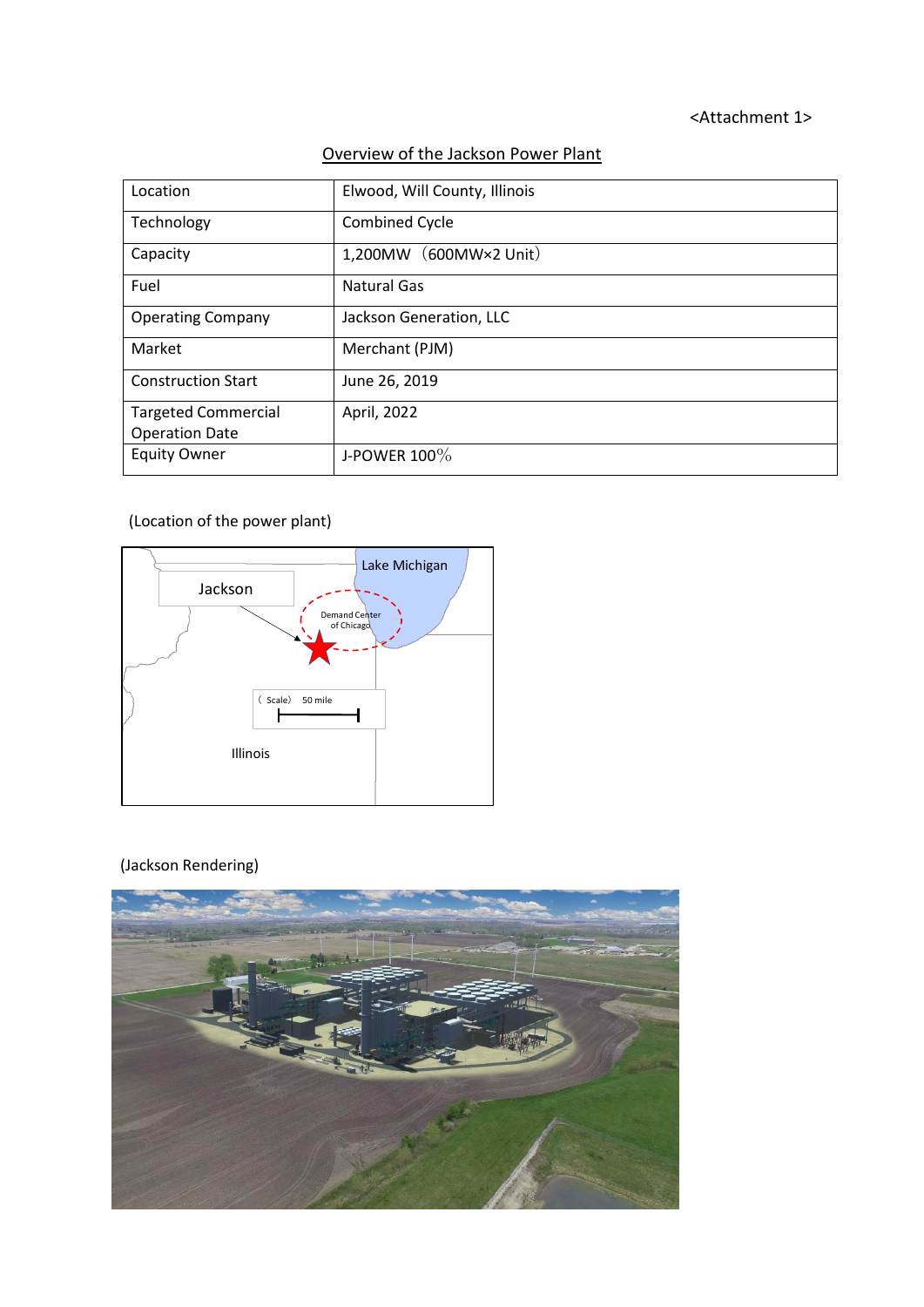<Attachment 1>

## Overview of the Jackson Power Plant

| Location | Elwood, Will County, Illinois |
| --- | --- |
| Technology | Combined Cycle |
| Capacity | 1,200MW（600MW×2 Unit） |
| Fuel | Natural Gas |
| Operating Company | Jackson Generation, LLC |
| Market | Merchant (PJM) |
| Construction Start | June 26, 2019 |
| Targeted Commercial Operation Date | April, 2022 |
| Equity Owner | J-POWER 100％ |

(Location of the power plant)

(Jackson Rendering)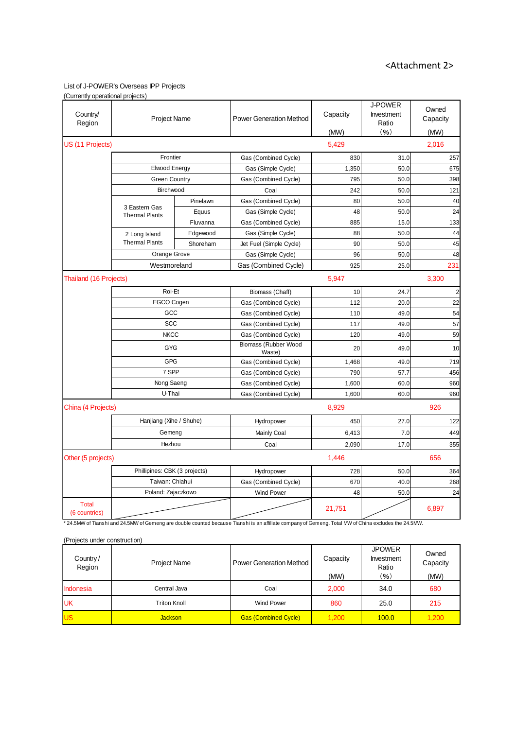<Attachment 2>

List of J-POWER's Overseas IPP Projects
(Currently operational projects)

| Country/ Region | Project Name | | Power Generation Method | Capacity (MW) | J-POWER Investment Ratio (%) | Owned Capacity (MW) |
|---|---|---|---|---|---|---|
| US (11 Projects) | | | | 5,429 | | 2,016 |
| | Frontier | | Gas (Combined Cycle) | 830 | 31.0 | 257 |
| | Elwood Energy | | Gas (Simple Cycle) | 1,350 | 50.0 | 675 |
| | Green Country | | Gas (Combined Cycle) | 795 | 50.0 | 398 |
| | Birchwood | | Coal | 242 | 50.0 | 121 |
| | 3 Eastern Gas Thermal Plants | Pinelawn | Gas (Combined Cycle) | 80 | 50.0 | 40 |
| | | Equus | Gas (Simple Cycle) | 48 | 50.0 | 24 |
| | | Fluvanna | Gas (Combined Cycle) | 885 | 15.0 | 133 |
| | 2 Long Island Thermal Plants | Edgewood | Gas (Simple Cycle) | 88 | 50.0 | 44 |
| | | Shoreham | Jet Fuel (Simple Cycle) | 90 | 50.0 | 45 |
| | Orange Grove | | Gas (Simple Cycle) | 96 | 50.0 | 48 |
| | Westmoreland | | Gas (Combined Cycle) | 925 | 25.0 | 231 |
| Thailand (16 Projects) | | | | 5,947 | | 3,300 |
| | Roi-Et | | Biomass (Chaff) | 10 | 24.7 | 2 |
| | EGCO Cogen | | Gas (Combined Cycle) | 112 | 20.0 | 22 |
| | GCC | | Gas (Combined Cycle) | 110 | 49.0 | 54 |
| | SCC | | Gas (Combined Cycle) | 117 | 49.0 | 57 |
| | NKCC | | Gas (Combined Cycle) | 120 | 49.0 | 59 |
| | GYG | | Biomass (Rubber Wood Waste) | 20 | 49.0 | 10 |
| | GPG | | Gas (Combined Cycle) | 1,468 | 49.0 | 719 |
| | 7 SPP | | Gas (Combined Cycle) | 790 | 57.7 | 456 |
| | Nong Saeng | | Gas (Combined Cycle) | 1,600 | 60.0 | 960 |
| | U-Thai | | Gas (Combined Cycle) | 1,600 | 60.0 | 960 |
| China (4 Projects) | | | | 8,929 | | 926 |
| | Hanjiang (Xihe / Shuhe) | | Hydropower | 450 | 27.0 | 122 |
| | Gemeng | | Mainly Coal | 6,413 | 7.0 | 449 |
| | Hezhou | | Coal | 2,090 | 17.0 | 355 |
| Other (5 projects) | | | | 1,446 | | 656 |
| | Phillipines: CBK (3 projects) | | Hydropower | 728 | 50.0 | 364 |
| | Taiwan: Chiahui | | Gas (Combined Cycle) | 670 | 40.0 | 268 |
| | Poland: Zajaczkowo | | Wind Power | 48 | 50.0 | 24 |
| Total (6 countries) | | | | 21,751 | | 6,897 |

* 24.5MW of Tianshi and 24.5MW of Gemeng are double counted because Tianshi is an affiliate company of Gemeng. Total MW of China excludes the 24.5MW.

(Projects under construction)

| Country / Region | Project Name | Power Generation Method | Capacity (MW) | JPOWER Investment Ratio (%) | Owned Capacity (MW) |
|---|---|---|---|---|---|
| Indonesia | Central Java | Coal | 2,000 | 34.0 | 680 |
| UK | Triton Knoll | Wind Power | 860 | 25.0 | 215 |
| US | Jackson | Gas (Combined Cycle) | 1,200 | 100.0 | 1,200 |